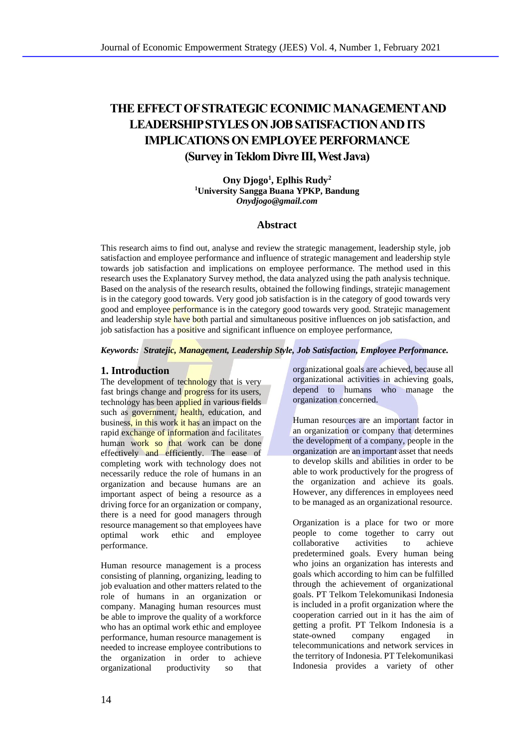# THE EFFECT OF STRATEGIC ECONIMIC MANAGEMENT AND LEADERSHIP STYLES ON JOB SATISFACTION AND ITS IMPLICATIONS ON EMPLOYEE PERFORMANCE (Survey in Teklom Divre III, West Java)

**Ony Djogo[1], Eplhis Rudy[2]**
**[1]University Sangga Buana YPKP, Bandung**
***Onydjogo@gmail.com***

## Abstract

This research aims to find out, analyse and review the strategic management, leadership style, job satisfaction and employee performance and influence of strategic management and leadership style towards job satisfaction and implications on employee performance. The method used in this research uses the Explanatory Survey method, the data analyzed using the path analysis technique. Based on the analysis of the research results, obtained the following findings, stratejic management is in the category good towards. Very good job satisfaction is in the category of good towards very good and employee performance is in the category good towards very good. Stratejic management and leadership style have both partial and simultaneous positive influences on job satisfaction, and job satisfaction has a positive and significant influence on employee performance,

***Keywords: Stratejic, Management, Leadership Style, Job Satisfaction, Employee Performance.***

## 1. Introduction

The development of technology that is very fast brings change and progress for its users, technology has been applied in various fields such as government, health, education, and business, in this work it has an impact on the rapid exchange of information and facilitates human work so that work can be done effectively and efficiently. The ease of completing work with technology does not necessarily reduce the role of humans in an organization and because humans are an important aspect of being a resource as a driving force for an organization or company, there is a need for good managers through resource management so that employees have optimal work ethic and employee performance.

Human resource management is a process consisting of planning, organizing, leading to job evaluation and other matters related to the role of humans in an organization or company. Managing human resources must be able to improve the quality of a workforce who has an optimal work ethic and employee performance, human resource management is needed to increase employee contributions to the organization in order to achieve organizational productivity so that organizational goals are achieved, because all organizational activities in achieving goals, depend to humans who manage the organization concerned.

Human resources are an important factor in an organization or company that determines the development of a company, people in the organization are an important asset that needs to develop skills and abilities in order to be able to work productively for the progress of the organization and achieve its goals. However, any differences in employees need to be managed as an organizational resource.

Organization is a place for two or more people to come together to carry out collaborative activities to achieve predetermined goals. Every human being who joins an organization has interests and goals which according to him can be fulfilled through the achievement of organizational goals. PT Telkom Telekomunikasi Indonesia is included in a profit organization where the cooperation carried out in it has the aim of getting a profit. PT Telkom Indonesia is a state-owned company engaged in telecommunications and network services in the territory of Indonesia. PT Telekomunikasi Indonesia provides a variety of other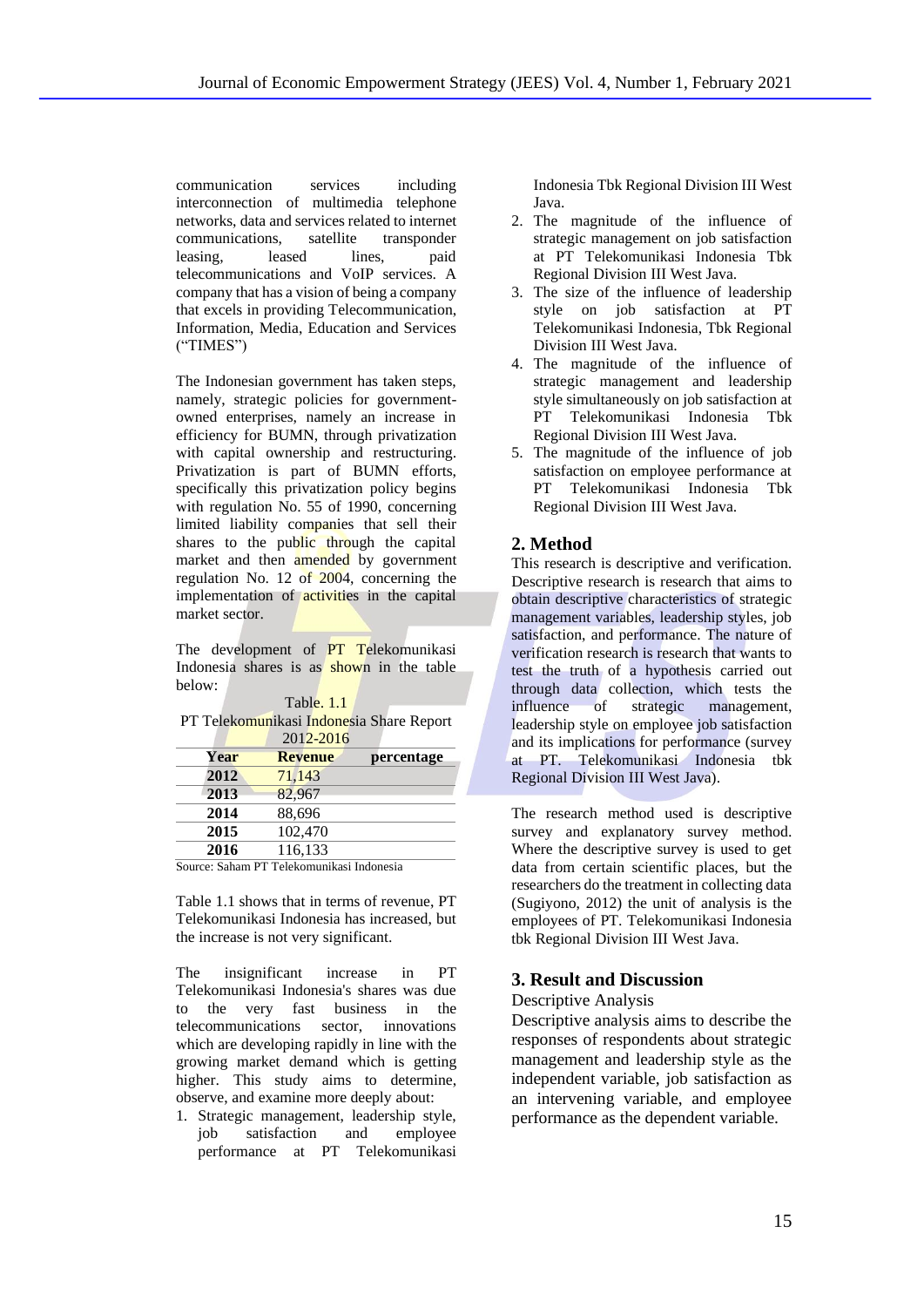communication services including interconnection of multimedia telephone networks, data and services related to internet communications, satellite transponder leasing, leased lines, paid telecommunications and VoIP services. A company that has a vision of being a company that excels in providing Telecommunication, Information, Media, Education and Services ("TIMES")

The Indonesian government has taken steps, namely, strategic policies for government-owned enterprises, namely an increase in efficiency for BUMN, through privatization with capital ownership and restructuring. Privatization is part of BUMN efforts, specifically this privatization policy begins with regulation No. 55 of 1990, concerning limited liability companies that sell their shares to the public through the capital market and then amended by government regulation No. 12 of 2004, concerning the implementation of activities in the capital market sector.

The development of PT Telekomunikasi Indonesia shares is as shown in the table below:

Table. 1.1
PT Telekomunikasi Indonesia Share Report 2012-2016

| Year | Revenue | percentage |
|---|---|---|
| **2012** | 71,143 | |
| **2013** | 82,967 | |
| **2014** | 88,696 | |
| **2015** | 102,470 | |
| **2016** | 116,133 | |

Source: Saham PT Telekomunikasi Indonesia

Table 1.1 shows that in terms of revenue, PT Telekomunikasi Indonesia has increased, but the increase is not very significant.

The insignificant increase in PT Telekomunikasi Indonesia's shares was due to the very fast business in the telecommunications sector, innovations which are developing rapidly in line with the growing market demand which is getting higher. This study aims to determine, observe, and examine more deeply about:

1. Strategic management, leadership style, job satisfaction and employee performance at PT Telekomunikasi Indonesia Tbk Regional Division III West Java.
2. The magnitude of the influence of strategic management on job satisfaction at PT Telekomunikasi Indonesia Tbk Regional Division III West Java.
3. The size of the influence of leadership style on job satisfaction at PT Telekomunikasi Indonesia, Tbk Regional Division III West Java.
4. The magnitude of the influence of strategic management and leadership style simultaneously on job satisfaction at PT Telekomunikasi Indonesia Tbk Regional Division III West Java.
5. The magnitude of the influence of job satisfaction on employee performance at PT Telekomunikasi Indonesia Tbk Regional Division III West Java.

## 2. Method

This research is descriptive and verification. Descriptive research is research that aims to obtain descriptive characteristics of strategic management variables, leadership styles, job satisfaction, and performance. The nature of verification research is research that wants to test the truth of a hypothesis carried out through data collection, which tests the influence of strategic management, leadership style on employee job satisfaction and its implications for performance (survey at PT. Telekomunikasi Indonesia tbk Regional Division III West Java).

The research method used is descriptive survey and explanatory survey method. Where the descriptive survey is used to get data from certain scientific places, but the researchers do the treatment in collecting data (Sugiyono, 2012) the unit of analysis is the employees of PT. Telekomunikasi Indonesia tbk Regional Division III West Java.

## 3. Result and Discussion

Descriptive Analysis

Descriptive analysis aims to describe the responses of respondents about strategic management and leadership style as the independent variable, job satisfaction as an intervening variable, and employee performance as the dependent variable.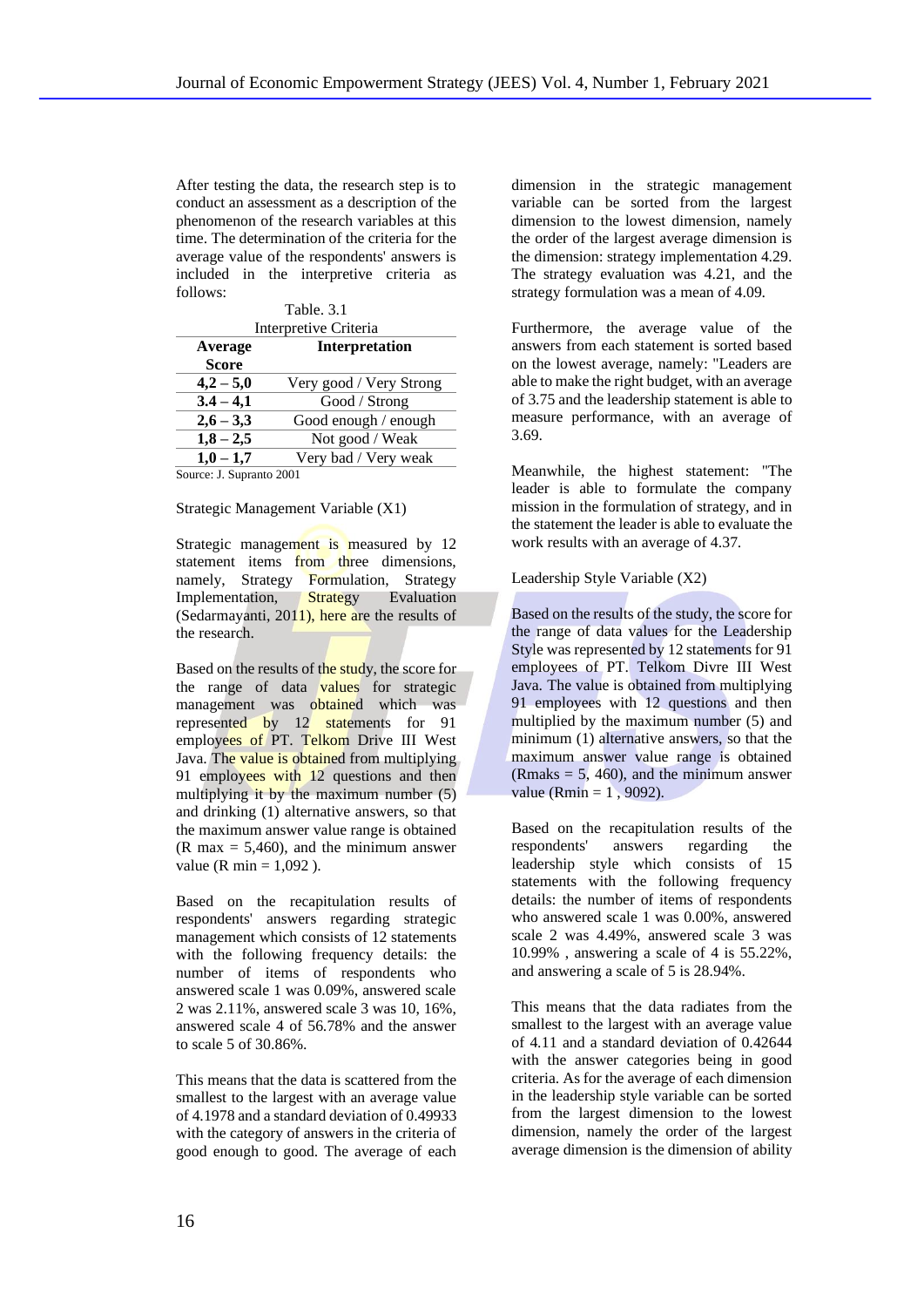After testing the data, the research step is to conduct an assessment as a description of the phenomenon of the research variables at this time. The determination of the criteria for the average value of the respondents' answers is included in the interpretive criteria as follows:

Table. 3.1
Interpretive Criteria

| Average Score | Interpretation |
|---|---|
| **4,2 – 5,0** | Very good / Very Strong |
| **3.4 – 4,1** | Good / Strong |
| **2,6 – 3,3** | Good enough / enough |
| **1,8 – 2,5** | Not good / Weak |
| **1,0 – 1,7** | Very bad / Very weak |

Source: J. Supranto 2001

Strategic Management Variable (X1)

Strategic management is measured by 12 statement items from three dimensions, namely, Strategy Formulation, Strategy Implementation, Strategy Evaluation (Sedarmayanti, 2011), here are the results of the research.

Based on the results of the study, the score for the range of data values for strategic management was obtained which was represented by 12 statements for 91 employees of PT. Telkom Drive III West Java. The value is obtained from multiplying 91 employees with 12 questions and then multiplying it by the maximum number (5) and drinking (1) alternative answers, so that the maximum answer value range is obtained (R max = 5,460), and the minimum answer value (R min = 1,092 ).

Based on the recapitulation results of respondents' answers regarding strategic management which consists of 12 statements with the following frequency details: the number of items of respondents who answered scale 1 was 0.09%, answered scale 2 was 2.11%, answered scale 3 was 10, 16%, answered scale 4 of 56.78% and the answer to scale 5 of 30.86%.

This means that the data is scattered from the smallest to the largest with an average value of 4.1978 and a standard deviation of 0.49933 with the category of answers in the criteria of good enough to good. The average of each dimension in the strategic management variable can be sorted from the largest dimension to the lowest dimension, namely the order of the largest average dimension is the dimension: strategy implementation 4.29. The strategy evaluation was 4.21, and the strategy formulation was a mean of 4.09.

Furthermore, the average value of the answers from each statement is sorted based on the lowest average, namely: "Leaders are able to make the right budget, with an average of 3.75 and the leadership statement is able to measure performance, with an average of 3.69.

Meanwhile, the highest statement: "The leader is able to formulate the company mission in the formulation of strategy, and in the statement the leader is able to evaluate the work results with an average of 4.37.

Leadership Style Variable (X2)

Based on the results of the study, the score for the range of data values for the Leadership Style was represented by 12 statements for 91 employees of PT. Telkom Divre III West Java. The value is obtained from multiplying 91 employees with 12 questions and then multiplied by the maximum number (5) and minimum (1) alternative answers, so that the maximum answer value range is obtained (Rmaks = 5, 460), and the minimum answer value (Rmin = 1 , 9092).

Based on the recapitulation results of the respondents' answers regarding the leadership style which consists of 15 statements with the following frequency details: the number of items of respondents who answered scale 1 was 0.00%, answered scale 2 was 4.49%, answered scale 3 was 10.99% , answering a scale of 4 is 55.22%, and answering a scale of 5 is 28.94%.

This means that the data radiates from the smallest to the largest with an average value of 4.11 and a standard deviation of 0.42644 with the answer categories being in good criteria. As for the average of each dimension in the leadership style variable can be sorted from the largest dimension to the lowest dimension, namely the order of the largest average dimension is the dimension of ability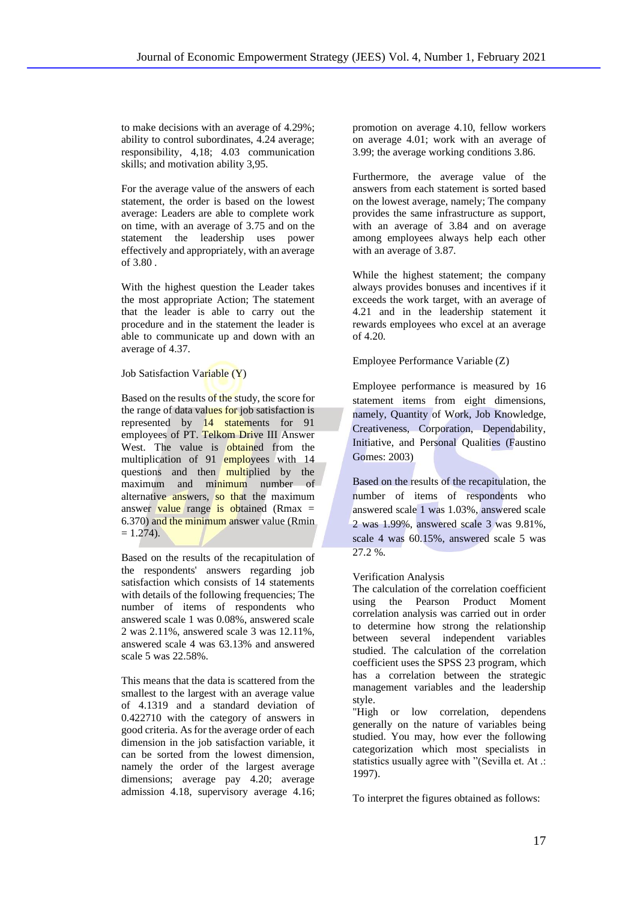to make decisions with an average of 4.29%; ability to control subordinates, 4.24 average; responsibility, 4,18; 4.03 communication skills; and motivation ability 3,95.

For the average value of the answers of each statement, the order is based on the lowest average: Leaders are able to complete work on time, with an average of 3.75 and on the statement the leadership uses power effectively and appropriately, with an average of 3.80 .

With the highest question the Leader takes the most appropriate Action; The statement that the leader is able to carry out the procedure and in the statement the leader is able to communicate up and down with an average of 4.37.

Job Satisfaction Variable (Y)

Based on the results of the study, the score for the range of data values for job satisfaction is represented by 14 statements for 91 employees of PT. Telkom Drive III Answer West. The value is obtained from the multiplication of 91 employees with 14 questions and then multiplied by the maximum and minimum number of alternative answers, so that the maximum answer value range is obtained (Rmax = 6.370) and the minimum answer value (Rmin = 1.274).

Based on the results of the recapitulation of the respondents' answers regarding job satisfaction which consists of 14 statements with details of the following frequencies; The number of items of respondents who answered scale 1 was 0.08%, answered scale 2 was 2.11%, answered scale 3 was 12.11%, answered scale 4 was 63.13% and answered scale 5 was 22.58%.

This means that the data is scattered from the smallest to the largest with an average value of 4.1319 and a standard deviation of 0.422710 with the category of answers in good criteria. As for the average order of each dimension in the job satisfaction variable, it can be sorted from the lowest dimension, namely the order of the largest average dimensions; average pay 4.20; average admission 4.18, supervisory average 4.16; promotion on average 4.10, fellow workers on average 4.01; work with an average of 3.99; the average working conditions 3.86.

Furthermore, the average value of the answers from each statement is sorted based on the lowest average, namely; The company provides the same infrastructure as support, with an average of 3.84 and on average among employees always help each other with an average of 3.87.

While the highest statement; the company always provides bonuses and incentives if it exceeds the work target, with an average of 4.21 and in the leadership statement it rewards employees who excel at an average of 4.20.

Employee Performance Variable (Z)

Employee performance is measured by 16 statement items from eight dimensions, namely, Quantity of Work, Job Knowledge, Creativeness, Corporation, Dependability, Initiative, and Personal Qualities (Faustino Gomes: 2003)

Based on the results of the recapitulation, the number of items of respondents who answered scale 1 was 1.03%, answered scale 2 was 1.99%, answered scale 3 was 9.81%, scale 4 was 60.15%, answered scale 5 was 27.2 %.

Verification Analysis

The calculation of the correlation coefficient using the Pearson Product Moment correlation analysis was carried out in order to determine how strong the relationship between several independent variables studied. The calculation of the correlation coefficient uses the SPSS 23 program, which has a correlation between the strategic management variables and the leadership style.

"High or low correlation, dependens generally on the nature of variables being studied. You may, how ever the following categorization which most specialists in statistics usually agree with "(Sevilla et. At .: 1997).

To interpret the figures obtained as follows: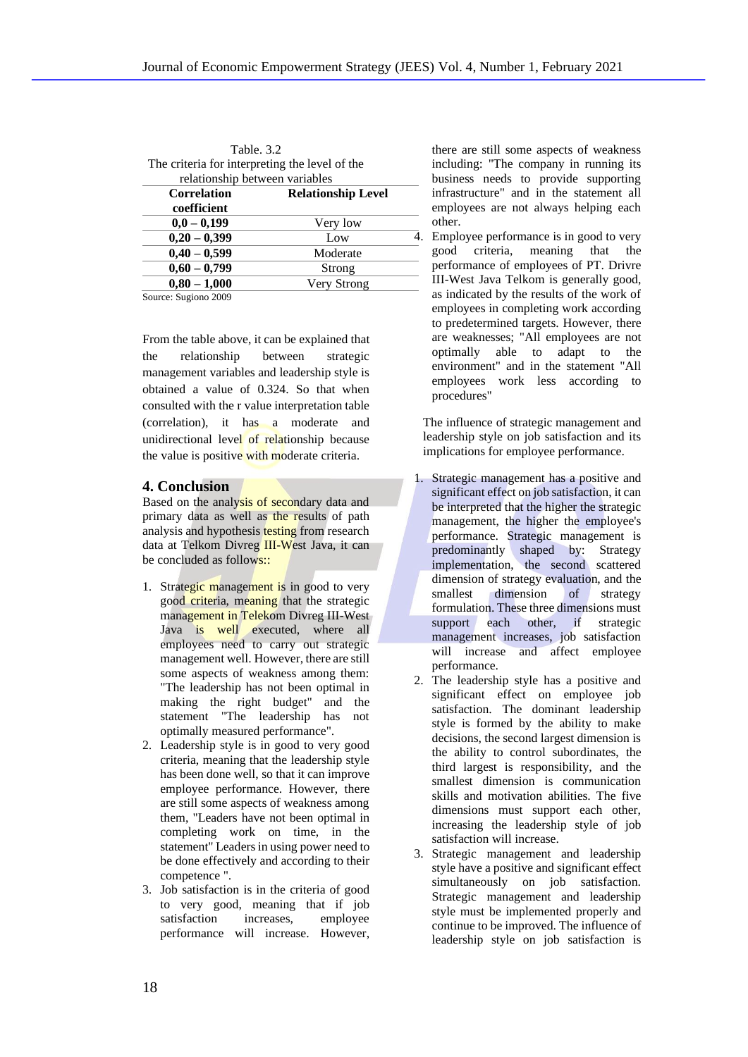Table. 3.2
The criteria for interpreting the level of the relationship between variables

| Correlation coefficient | Relationship Level |
|---|---|
| **0,0 – 0,199** | Very low |
| **0,20 – 0,399** | Low |
| **0,40 – 0,599** | Moderate |
| **0,60 – 0,799** | Strong |
| **0,80 – 1,000** | Very Strong |

Source: Sugiono 2009

From the table above, it can be explained that the relationship between strategic management variables and leadership style is obtained a value of 0.324. So that when consulted with the r value interpretation table (correlation), it has a moderate and unidirectional level of relationship because the value is positive with moderate criteria.

## 4. Conclusion

Based on the analysis of secondary data and primary data as well as the results of path analysis and hypothesis testing from research data at Telkom Divreg III-West Java, it can be concluded as follows::

1. Strategic management is in good to very good criteria, meaning that the strategic management in Telekom Divreg III-West Java is well executed, where all employees need to carry out strategic management well. However, there are still some aspects of weakness among them: "The leadership has not been optimal in making the right budget" and the statement "The leadership has not optimally measured performance".
2. Leadership style is in good to very good criteria, meaning that the leadership style has been done well, so that it can improve employee performance. However, there are still some aspects of weakness among them, "Leaders have not been optimal in completing work on time, in the statement" Leaders in using power need to be done effectively and according to their competence ".
3. Job satisfaction is in the criteria of good to very good, meaning that if job satisfaction increases, employee performance will increase. However, there are still some aspects of weakness including: "The company in running its business needs to provide supporting infrastructure" and in the statement all employees are not always helping each other.
4. Employee performance is in good to very good criteria, meaning that the performance of employees of PT. Drivre III-West Java Telkom is generally good, as indicated by the results of the work of employees in completing work according to predetermined targets. However, there are weaknesses; "All employees are not optimally able to adapt to the environment" and in the statement "All employees work less according to procedures"

The influence of strategic management and leadership style on job satisfaction and its implications for employee performance.

1. Strategic management has a positive and significant effect on job satisfaction, it can be interpreted that the higher the strategic management, the higher the employee's performance. Strategic management is predominantly shaped by: Strategy implementation, the second scattered dimension of strategy evaluation, and the smallest dimension of strategy formulation. These three dimensions must support each other, if strategic management increases, job satisfaction will increase and affect employee performance.
2. The leadership style has a positive and significant effect on employee job satisfaction. The dominant leadership style is formed by the ability to make decisions, the second largest dimension is the ability to control subordinates, the third largest is responsibility, and the smallest dimension is communication skills and motivation abilities. The five dimensions must support each other, increasing the leadership style of job satisfaction will increase.
3. Strategic management and leadership style have a positive and significant effect simultaneously on job satisfaction. Strategic management and leadership style must be implemented properly and continue to be improved. The influence of leadership style on job satisfaction is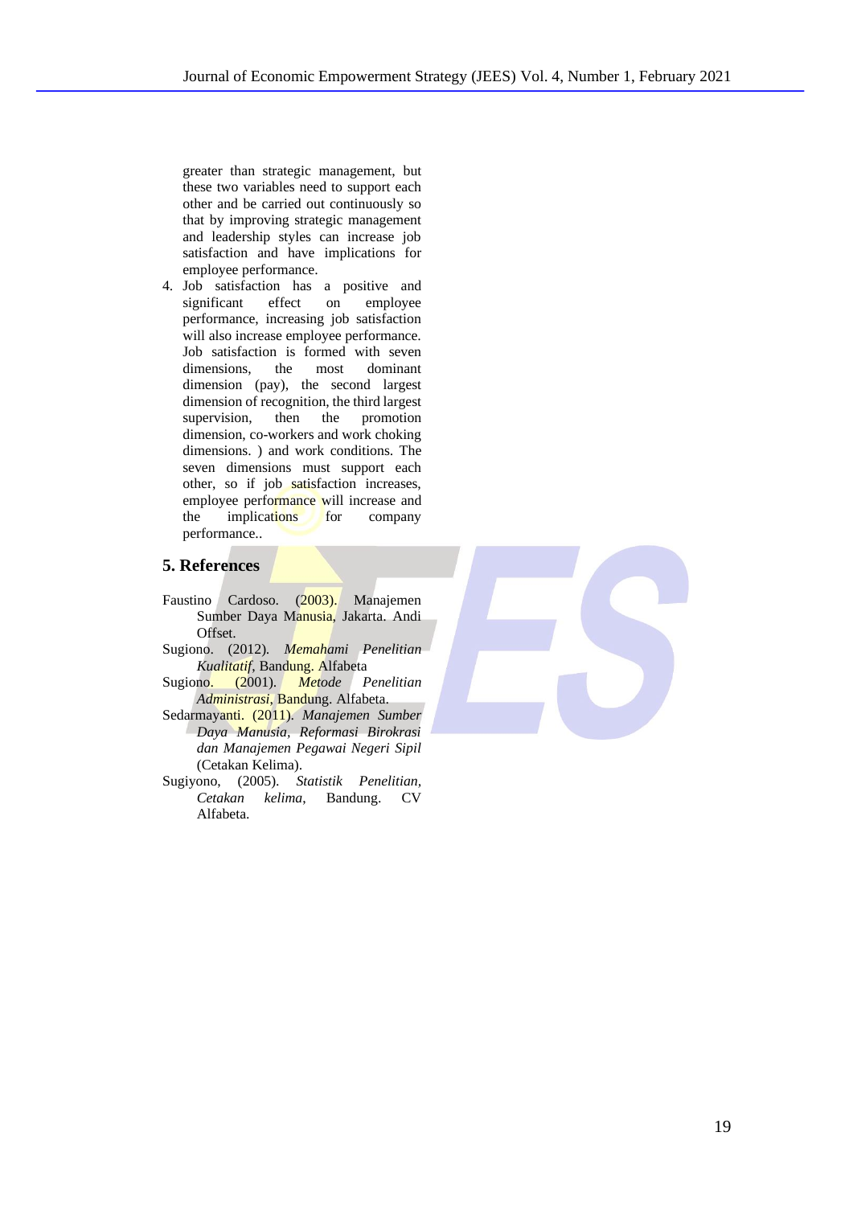greater than strategic management, but these two variables need to support each other and be carried out continuously so that by improving strategic management and leadership styles can increase job satisfaction and have implications for employee performance.

4. Job satisfaction has a positive and significant effect on employee performance, increasing job satisfaction will also increase employee performance. Job satisfaction is formed with seven dimensions, the most dominant dimension (pay), the second largest dimension of recognition, the third largest supervision, then the promotion dimension, co-workers and work choking dimensions. ) and work conditions. The seven dimensions must support each other, so if job satisfaction increases, employee performance will increase and the implications for company performance..

## 5. References

Faustino Cardoso. (2003). Manajemen Sumber Daya Manusia, Jakarta. Andi Offset.

Sugiono. (2012). *Memahami Penelitian Kualitatif*, Bandung. Alfabeta

Sugiono. (2001). *Metode Penelitian Administrasi*, Bandung. Alfabeta.

Sedarmayanti. (2011). *Manajemen Sumber Daya Manusia, Reformasi Birokrasi dan Manajemen Pegawai Negeri Sipil* (Cetakan Kelima).

Sugiyono, (2005). *Statistik Penelitian, Cetakan kelima*, Bandung. CV Alfabeta.